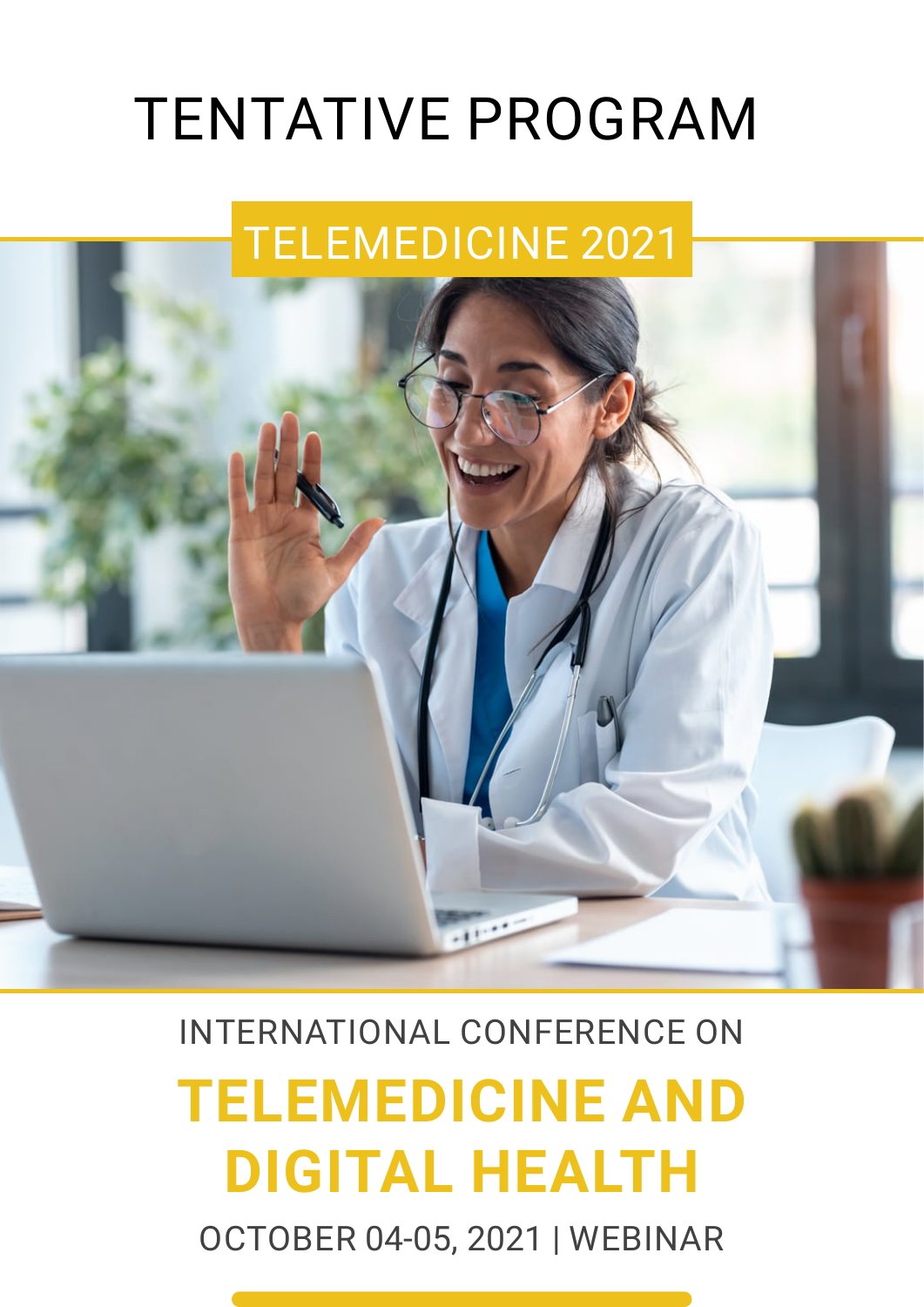# TENTATIVE PROGRAM

TELEMEDICINE 2021

INTERNATIONAL CONFERENCE ON

## TELEMEDICINE AND DIGITAL HEALTH

OCTOBER 04-05, 2021 | WEBINAR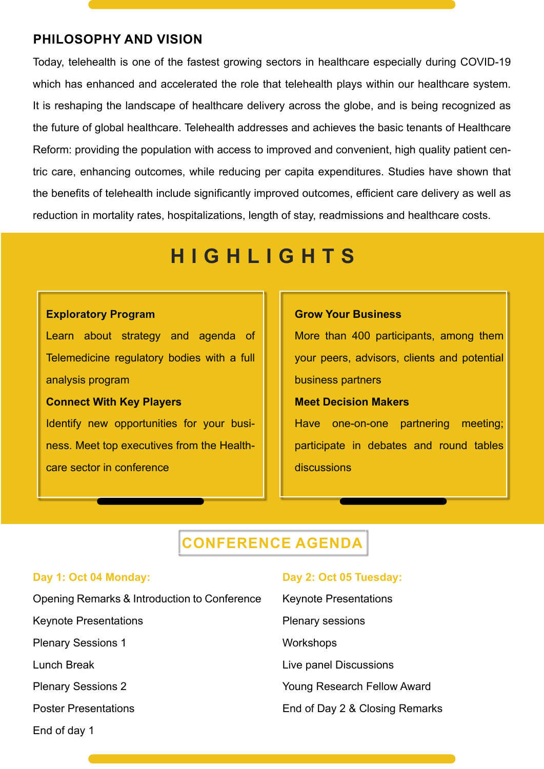## PHILOSOPHY AND VISION

Today, telehealth is one of the fastest growing sectors in healthcare especially during COVID-19 which has enhanced and accelerated the role that telehealth plays within our healthcare system. It is reshaping the landscape of healthcare delivery across the globe, and is being recognized as the future of global healthcare. Telehealth addresses and achieves the basic tenants of Healthcare Reform: providing the population with access to improved and convenient, high quality patient centric care, enhancing outcomes, while reducing per capita expenditures. Studies have shown that the benefits of telehealth include significantly improved outcomes, efficient care delivery as well as reduction in mortality rates, hospitalizations, length of stay, readmissions and healthcare costs.

## HIGHLIGHTS

**Exploratory Program**
Learn about strategy and agenda of Telemedicine regulatory bodies with a full analysis program

**Connect With Key Players**
Identify new opportunities for your business. Meet top executives from the Healthcare sector in conference

**Grow Your Business**
More than 400 participants, among them your peers, advisors, clients and potential business partners

**Meet Decision Makers**
Have one-on-one partnering meeting; participate in debates and round tables discussions

## CONFERENCE AGENDA

### Day 1: Oct 04 Monday:

Opening Remarks & Introduction to Conference
Keynote Presentations
Plenary Sessions 1
Lunch Break
Plenary Sessions 2
Poster Presentations
End of day 1

### Day 2: Oct 05 Tuesday:

Keynote Presentations
Plenary sessions
Workshops
Live panel Discussions
Young Research Fellow Award
End of Day 2 & Closing Remarks